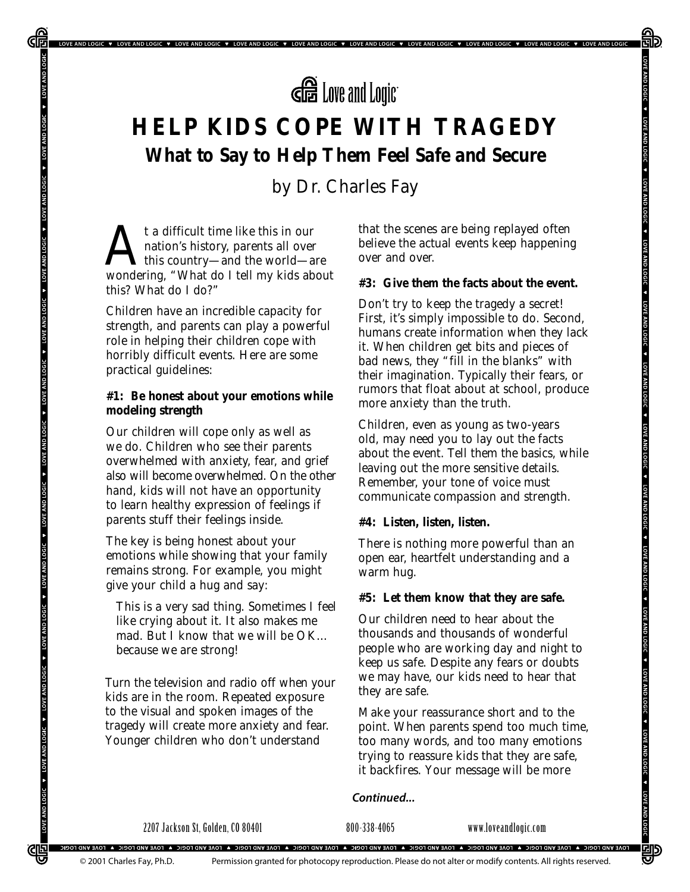Love and Logic

# HELP KIDS COPE WITH TRAGEDY

## What to Say to Help Them Feel Safe and Secure

by Dr. Charles Fay

At a difficult time like this in our nation's history, parents all over this country—and the world—are wondering, "What do I tell my kids about this? What do I do?"

Children have an incredible capacity for strength, and parents can play a powerful role in helping their children cope with horribly difficult events. Here are some practical guidelines:

**#1: Be honest about your emotions while modeling strength**

Our children will cope only as well as we do. Children who see their parents overwhelmed with anxiety, fear, and grief also will become overwhelmed. On the other hand, kids will not have an opportunity to learn healthy expression of feelings if parents stuff their feelings inside.

The key is being honest about your emotions while showing that your family remains strong. For example, you might give your child a hug and say:

> This is a very sad thing. Sometimes I feel like crying about it. It also makes me mad. But I know that we will be OK… because we are strong!

Turn the television and radio off when your kids are in the room. Repeated exposure to the visual and spoken images of the tragedy will create more anxiety and fear. Younger children who don't understand that the scenes are being replayed often believe the actual events keep happening over and over.

**#3: Give them the facts about the event.**

Don't try to keep the tragedy a secret! First, it's simply impossible to do. Second, humans create information when they lack it. When children get bits and pieces of bad news, they "fill in the blanks" with their imagination. Typically their fears, or rumors that float about at school, produce more anxiety than the truth.

Children, even as young as two-years old, may need you to lay out the facts about the event. Tell them the basics, while leaving out the more sensitive details. Remember, your tone of voice must communicate compassion and strength.

**#4: Listen, listen, listen.**

There is nothing more powerful than an open ear, heartfelt understanding and a warm hug.

**#5: Let them know that they are safe.**

Our children need to hear about the thousands and thousands of wonderful people who are working day and night to keep us safe. Despite any fears or doubts we may have, our kids need to hear that they are safe.

Make your reassurance short and to the point. When parents spend too much time, too many words, and too many emotions trying to reassure kids that they are safe, it backfires. Your message will be more

*Continued...*

2207 Jackson St, Golden, CO 80401 800-338-4065 www.loveandlogic.com

© 2001 Charles Fay, Ph.D. Permission granted for photocopy reproduction. Please do not alter or modify contents. All rights reserved.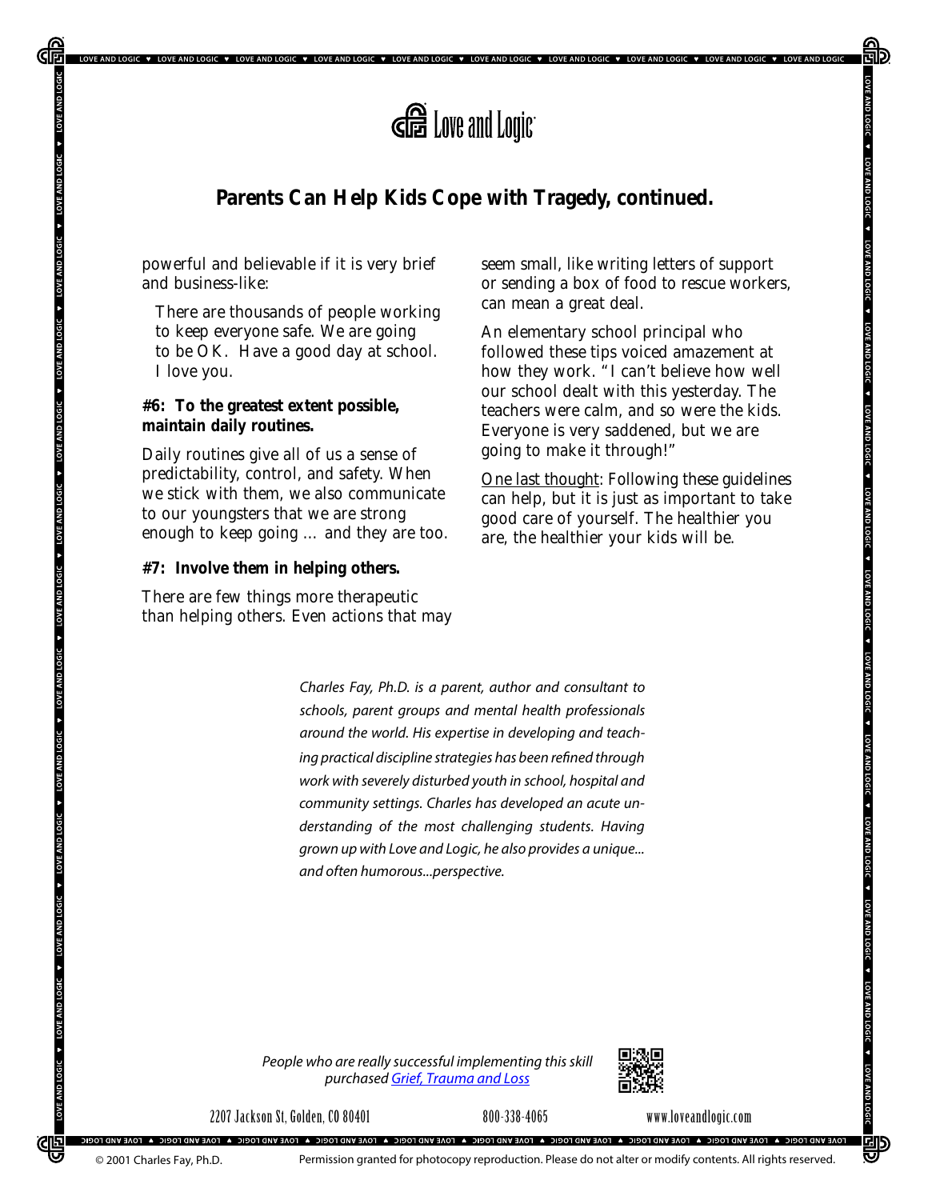# Parents Can Help Kids Cope with Tragedy, continued.

powerful and believable if it is very brief and business-like:

> There are thousands of people working to keep everyone safe. We are going to be OK. Have a good day at school. I love you.

**#6: To the greatest extent possible, maintain daily routines.**

Daily routines give all of us a sense of predictability, control, and safety. When we stick with them, we also communicate to our youngsters that we are strong enough to keep going … and they are too.

**#7: Involve them in helping others.**

There are few things more therapeutic than helping others. Even actions that may seem small, like writing letters of support or sending a box of food to rescue workers, can mean a great deal.

An elementary school principal who followed these tips voiced amazement at how they work. "I can't believe how well our school dealt with this yesterday. The teachers were calm, and so were the kids. Everyone is very saddened, but we are going to make it through!"

One last thought: Following these guidelines can help, but it is just as important to take good care of yourself. The healthier you are, the healthier your kids will be.

*Charles Fay, Ph.D. is a parent, author and consultant to schools, parent groups and mental health professionals around the world. His expertise in developing and teaching practical discipline strategies has been refined through work with severely disturbed youth in school, hospital and community settings. Charles has developed an acute understanding of the most challenging students. Having grown up with Love and Logic, he also provides a unique... and often humorous...perspective.*

*People who are really successful implementing this skill purchased Grief, Trauma and Loss*

2207 Jackson St, Golden, CO 80401 800-338-4065 www.loveandlogic.com

© 2001 Charles Fay, Ph.D. Permission granted for photocopy reproduction. Please do not alter or modify contents. All rights reserved.